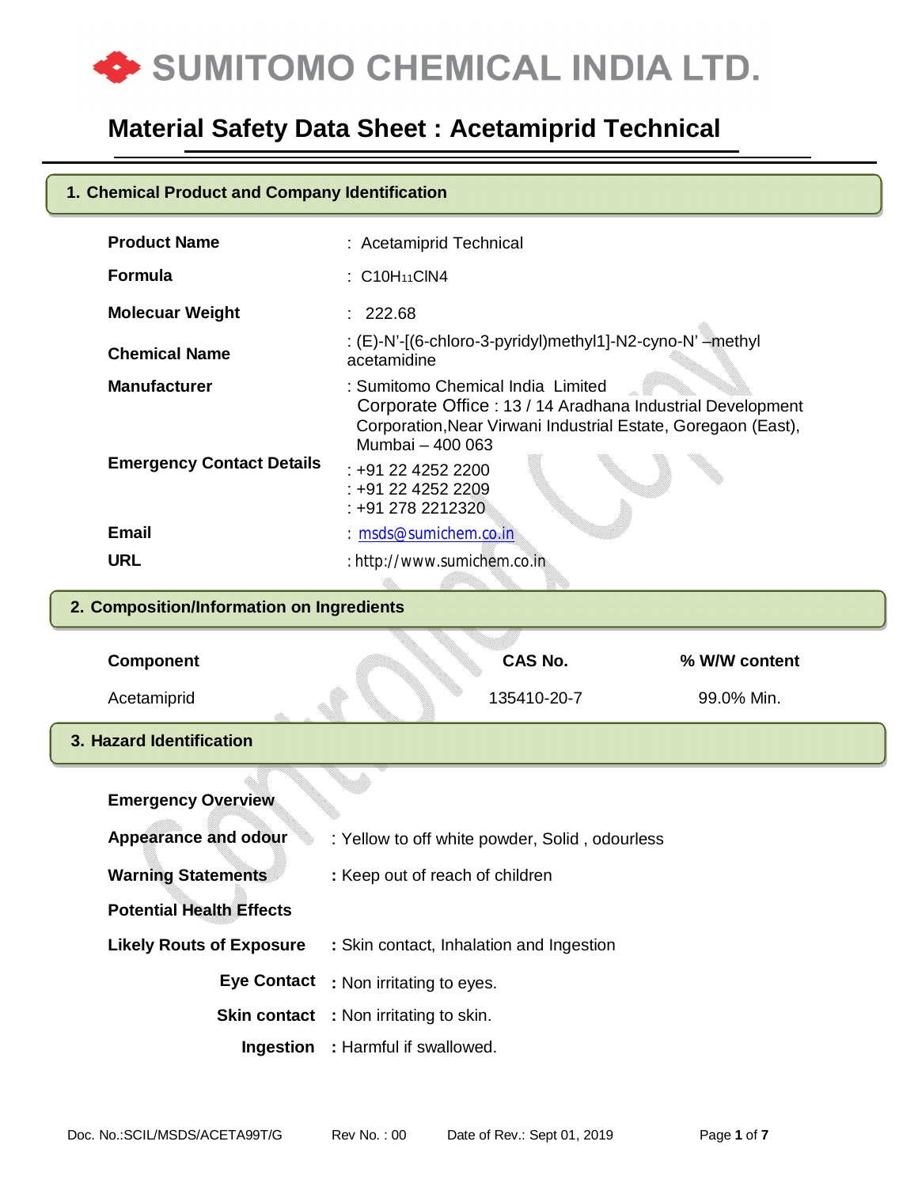# SUMITOMO CHEMICAL INDIA LTD.

## Material Safety Data Sheet : Acetamiprid Technical

### 1. Chemical Product and Company Identification

| | |
|---|---|
| **Product Name** | : Acetamiprid Technical |
| **Formula** | : $C10H_{11}ClN4$ |
| **Molecuar Weight** | : 222.68 |
| **Chemical Name** | : (E)-N'-[(6-chloro-3-pyridyl)methyl1]-N2-cyno-N' –methyl acetamidine |
| **Manufacturer** | : Sumitomo Chemical India Limited<br>Corporate Office : 13 / 14 Aradhana Industrial Development Corporation,Near Virwani Industrial Estate, Goregaon (East), Mumbai – 400 063 |
| **Emergency Contact Details** | : +91 22 4252 2200<br>: +91 22 4252 2209<br>: +91 278 2212320 |
| **Email** | : msds@sumichem.co.in |
| **URL** | : http://www.sumichem.co.in |

### 2. Composition/Information on Ingredients

| Component | CAS No. | % W/W content |
|---|---|---|
| Acetamiprid | 135410-20-7 | 99.0% Min. |

### 3. Hazard Identification

**Emergency Overview**

**Appearance and odour** : Yellow to off white powder, Solid , odourless

**Warning Statements** : Keep out of reach of children

**Potential Health Effects**

**Likely Routs of Exposure** : Skin contact, Inhalation and Ingestion

**Eye Contact** : Non irritating to eyes.

**Skin contact** : Non irritating to skin.

**Ingestion** : Harmful if swallowed.

Doc. No.:SCIL/MSDS/ACETA99T/G Rev No. : 00 Date of Rev.: Sept 01, 2019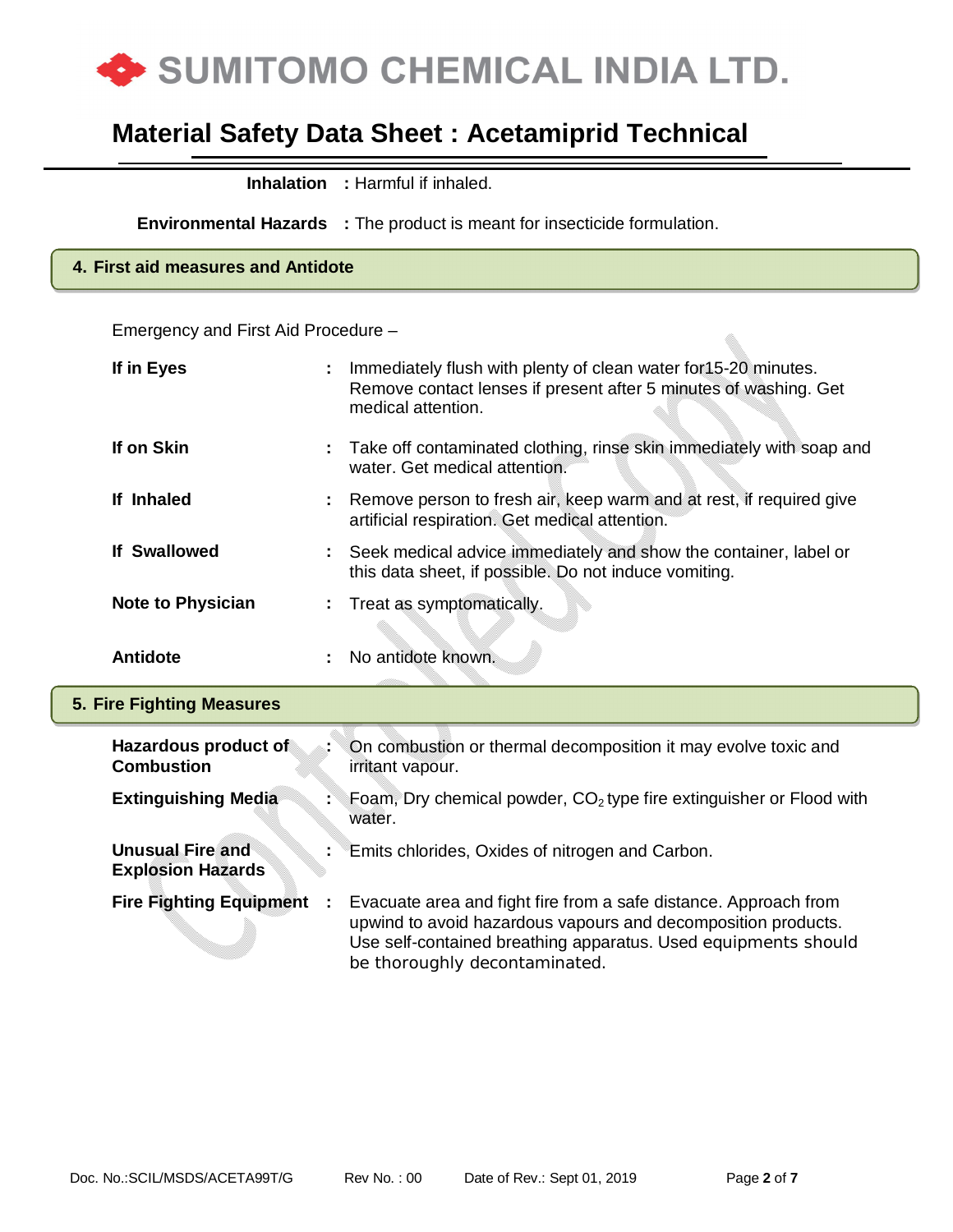**Inhalation** : Harmful if inhaled.

**Environmental Hazards** : The product is meant for insecticide formulation.

## 4. First aid measures and Antidote

Emergency and First Aid Procedure –

**If in Eyes** : Immediately flush with plenty of clean water for15-20 minutes. Remove contact lenses if present after 5 minutes of washing. Get medical attention.

**If on Skin** : Take off contaminated clothing, rinse skin immediately with soap and water. Get medical attention.

**If Inhaled** : Remove person to fresh air, keep warm and at rest, if required give artificial respiration. Get medical attention.

**If Swallowed** : Seek medical advice immediately and show the container, label or this data sheet, if possible. Do not induce vomiting.

**Note to Physician** : Treat as symptomatically.

**Antidote** : No antidote known.

## 5. Fire Fighting Measures

**Hazardous product of Combustion** : On combustion or thermal decomposition it may evolve toxic and irritant vapour.

**Extinguishing Media** : Foam, Dry chemical powder, $CO_2$ type fire extinguisher or Flood with water.

**Unusual Fire and Explosion Hazards** : Emits chlorides, Oxides of nitrogen and Carbon.

**Fire Fighting Equipment** : Evacuate area and fight fire from a safe distance. Approach from upwind to avoid hazardous vapours and decomposition products. Use self-contained breathing apparatus. Used equipments should be thoroughly decontaminated.

Doc. No.:SCIL/MSDS/ACETA99T/G Rev No. : 00 Date of Rev.: Sept 01, 2019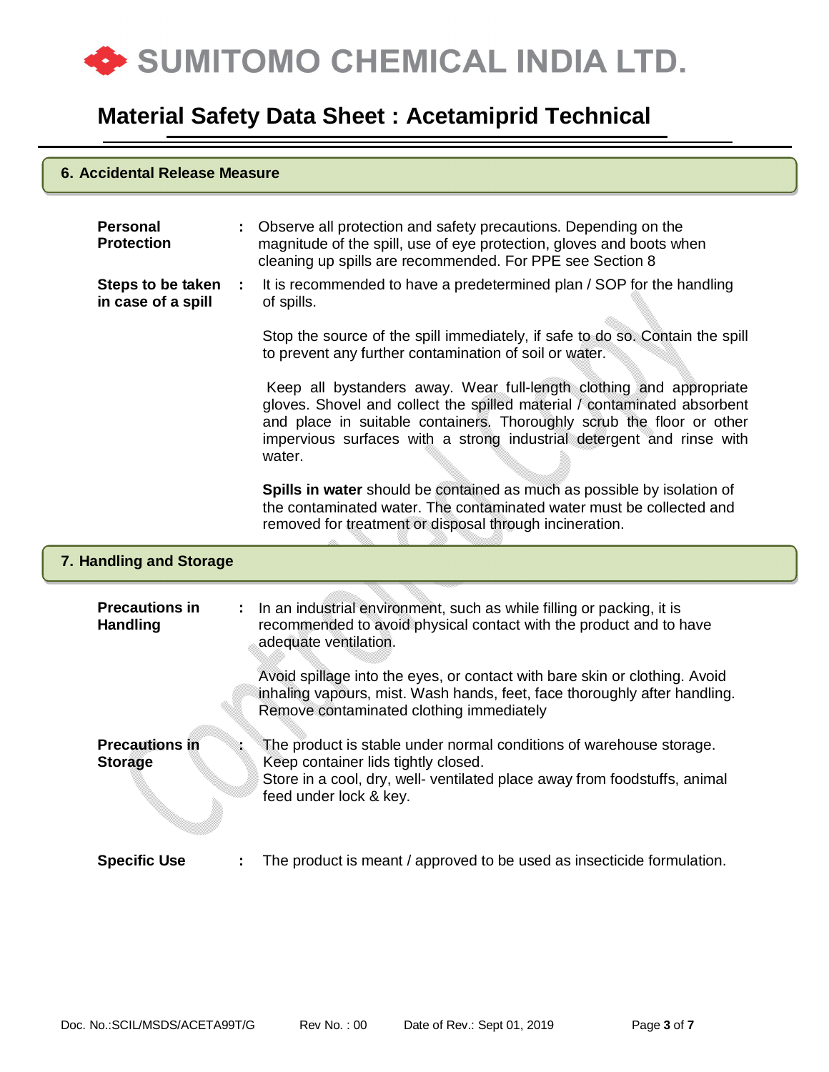## 6. Accidental Release Measure

**Personal Protection** : Observe all protection and safety precautions. Depending on the magnitude of the spill, use of eye protection, gloves and boots when cleaning up spills are recommended. For PPE see Section 8

**Steps to be taken in case of a spill** : It is recommended to have a predetermined plan / SOP for the handling of spills.

Stop the source of the spill immediately, if safe to do so. Contain the spill to prevent any further contamination of soil or water.

Keep all bystanders away. Wear full-length clothing and appropriate gloves. Shovel and collect the spilled material / contaminated absorbent and place in suitable containers. Thoroughly scrub the floor or other impervious surfaces with a strong industrial detergent and rinse with water.

**Spills in water** should be contained as much as possible by isolation of the contaminated water. The contaminated water must be collected and removed for treatment or disposal through incineration.

## 7. Handling and Storage

**Precautions in Handling** : In an industrial environment, such as while filling or packing, it is recommended to avoid physical contact with the product and to have adequate ventilation.

Avoid spillage into the eyes, or contact with bare skin or clothing. Avoid inhaling vapours, mist. Wash hands, feet, face thoroughly after handling. Remove contaminated clothing immediately

**Precautions in Storage** : The product is stable under normal conditions of warehouse storage. Keep container lids tightly closed.
Store in a cool, dry, well- ventilated place away from foodstuffs, animal feed under lock & key.

**Specific Use** : The product is meant / approved to be used as insecticide formulation.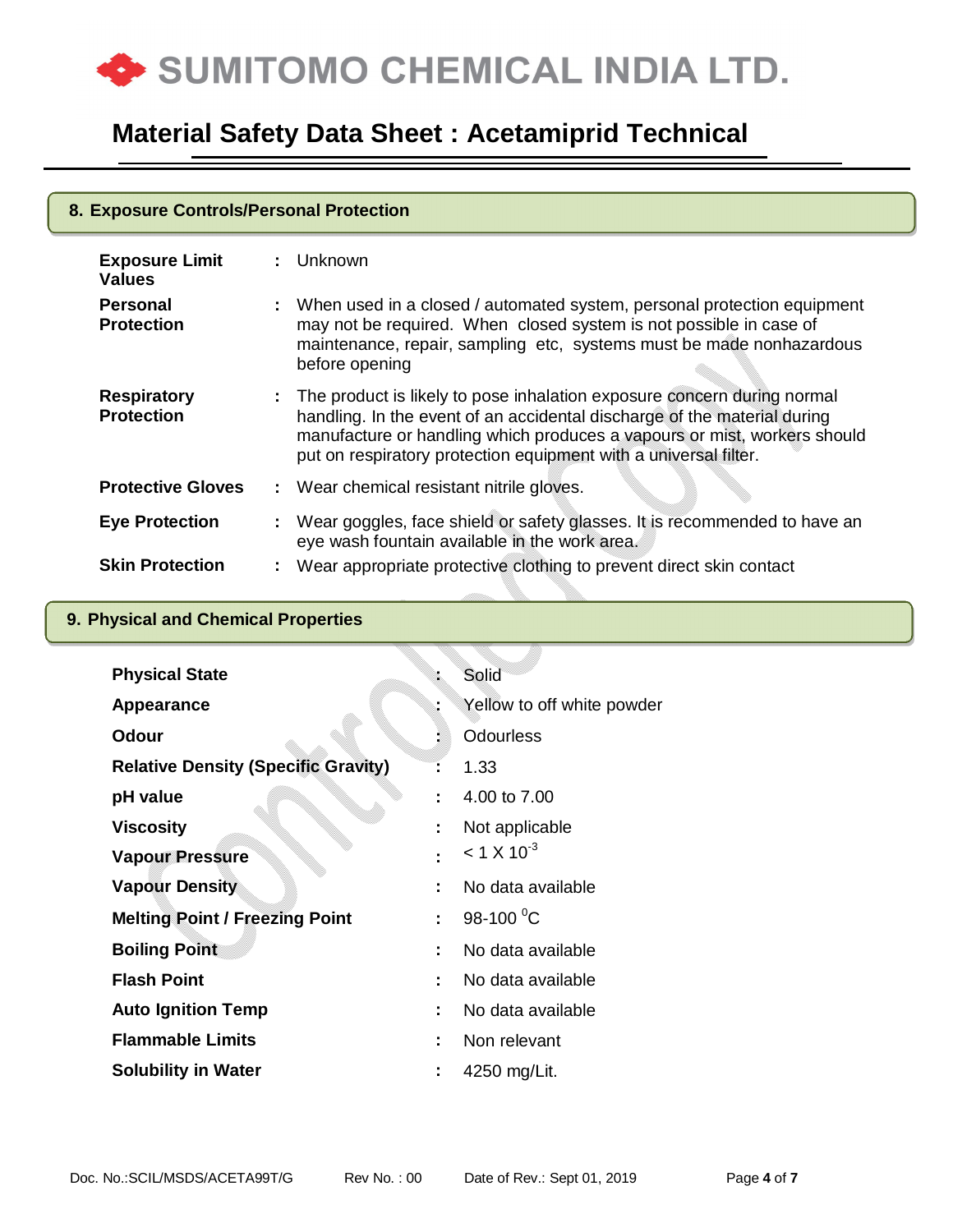## 8. Exposure Controls/Personal Protection

| | | |
|---|---|---|
| **Exposure Limit Values** | : | Unknown |
| **Personal Protection** | : | When used in a closed / automated system, personal protection equipment may not be required. When closed system is not possible in case of maintenance, repair, sampling etc, systems must be made nonhazardous before opening |
| **Respiratory Protection** | : | The product is likely to pose inhalation exposure concern during normal handling. In the event of an accidental discharge of the material during manufacture or handling which produces a vapours or mist, workers should put on respiratory protection equipment with a universal filter. |
| **Protective Gloves** | : | Wear chemical resistant nitrile gloves. |
| **Eye Protection** | : | Wear goggles, face shield or safety glasses. It is recommended to have an eye wash fountain available in the work area. |
| **Skin Protection** | : | Wear appropriate protective clothing to prevent direct skin contact |

## 9. Physical and Chemical Properties

| | | |
|---|---|---|
| **Physical State** | : | Solid |
| **Appearance** | : | Yellow to off white powder |
| **Odour** | : | Odourless |
| **Relative Density (Specific Gravity)** | : | 1.33 |
| **pH value** | : | 4.00 to 7.00 |
| **Viscosity** | : | Not applicable |
| **Vapour Pressure** | : | $< 1 \times 10^{-3}$ |
| **Vapour Density** | : | No data available |
| **Melting Point / Freezing Point** | : | 98-100 $^{0}$C |
| **Boiling Point** | : | No data available |
| **Flash Point** | : | No data available |
| **Auto Ignition Temp** | : | No data available |
| **Flammable Limits** | : | Non relevant |
| **Solubility in Water** | : | 4250 mg/Lit. |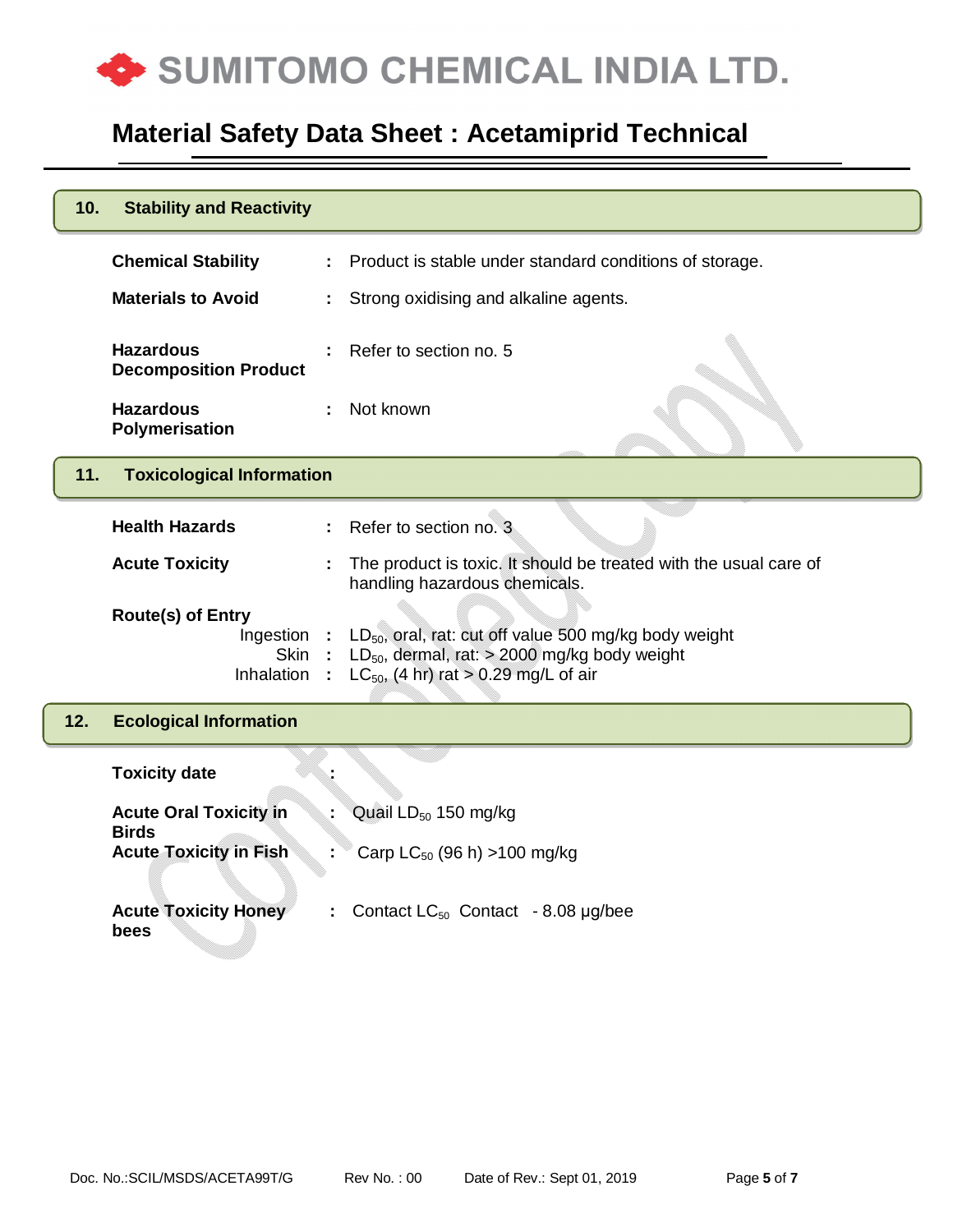## 10. Stability and Reactivity

**Chemical Stability** : Product is stable under standard conditions of storage.

**Materials to Avoid** : Strong oxidising and alkaline agents.

**Hazardous Decomposition Product** : Refer to section no. 5

**Hazardous Polymerisation** : Not known

## 11. Toxicological Information

**Health Hazards** : Refer to section no. 3

**Acute Toxicity** : The product is toxic. It should be treated with the usual care of handling hazardous chemicals.

**Route(s) of Entry**

Ingestion : $LD_{50}$, oral, rat: cut off value 500 mg/kg body weight
Skin : $LD_{50}$, dermal, rat: > 2000 mg/kg body weight
Inhalation : $LC_{50}$, (4 hr) rat > 0.29 mg/L of air

## 12. Ecological Information

**Toxicity date** :

**Acute Oral Toxicity in Birds** : Quail $LD_{50}$ 150 mg/kg

**Acute Toxicity in Fish** : Carp $LC_{50}$ (96 h) >100 mg/kg

**Acute Toxicity Honey bees** : Contact $LC_{50}$ Contact - 8.08 µg/bee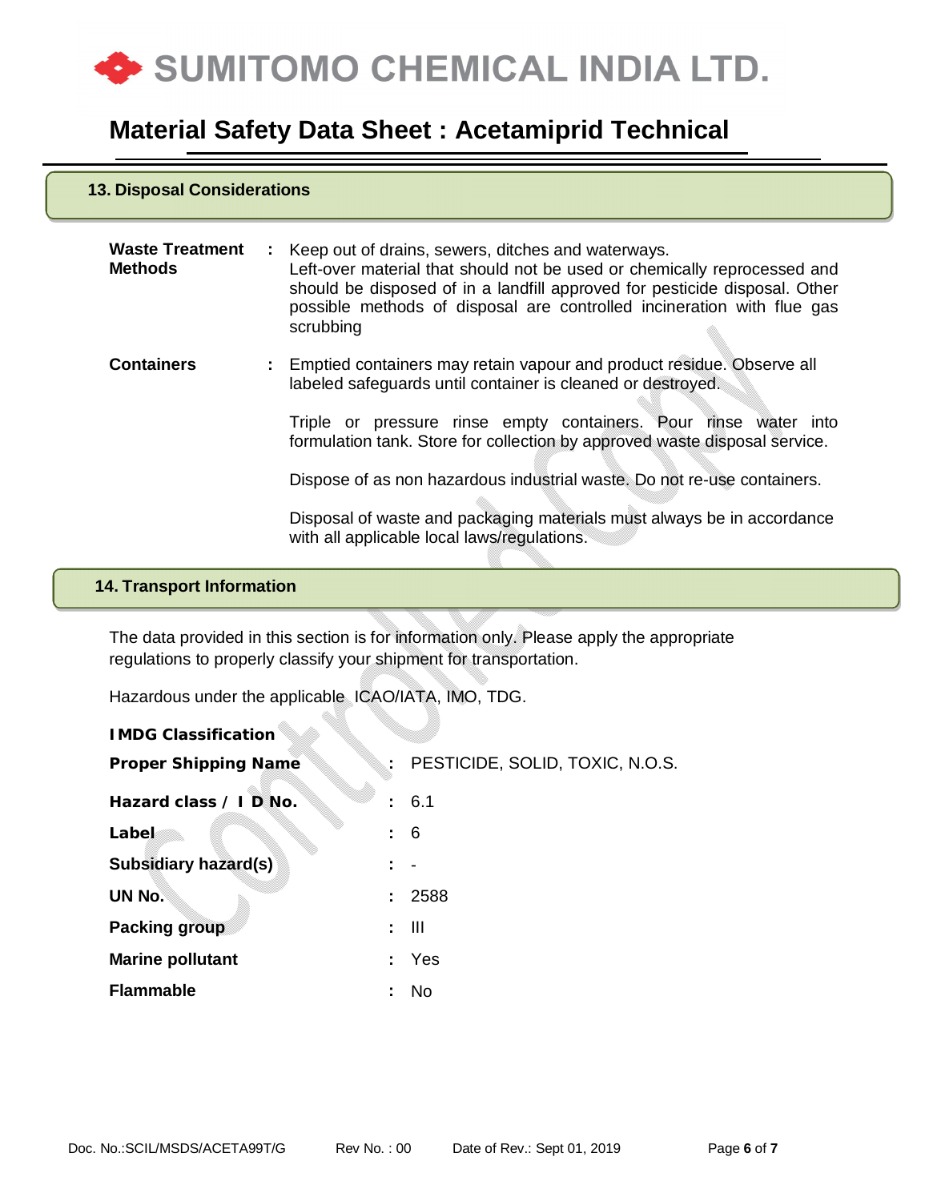## 13. Disposal Considerations

| | | |
|---|---|---|
| **Waste Treatment Methods** | : | Keep out of drains, sewers, ditches and waterways. Left-over material that should not be used or chemically reprocessed and should be disposed of in a landfill approved for pesticide disposal. Other possible methods of disposal are controlled incineration with flue gas scrubbing |
| **Containers** | : | Emptied containers may retain vapour and product residue. Observe all labeled safeguards until container is cleaned or destroyed.<br><br>Triple or pressure rinse empty containers. Pour rinse water into formulation tank. Store for collection by approved waste disposal service.<br><br>Dispose of as non hazardous industrial waste. Do not re-use containers.<br><br>Disposal of waste and packaging materials must always be in accordance with all applicable local laws/regulations. |

## 14. Transport Information

The data provided in this section is for information only. Please apply the appropriate regulations to properly classify your shipment for transportation.

Hazardous under the applicable ICAO/IATA, IMO, TDG.

**IMDG Classification**

| | | |
|---|---|---|
| **Proper Shipping Name** | : | PESTICIDE, SOLID, TOXIC, N.O.S. |
| **Hazard class / I D No.** | : | 6.1 |
| **Label** | : | 6 |
| **Subsidiary hazard(s)** | : | - |
| **UN No.** | : | 2588 |
| **Packing group** | : | III |
| **Marine pollutant** | : | Yes |
| **Flammable** | : | No |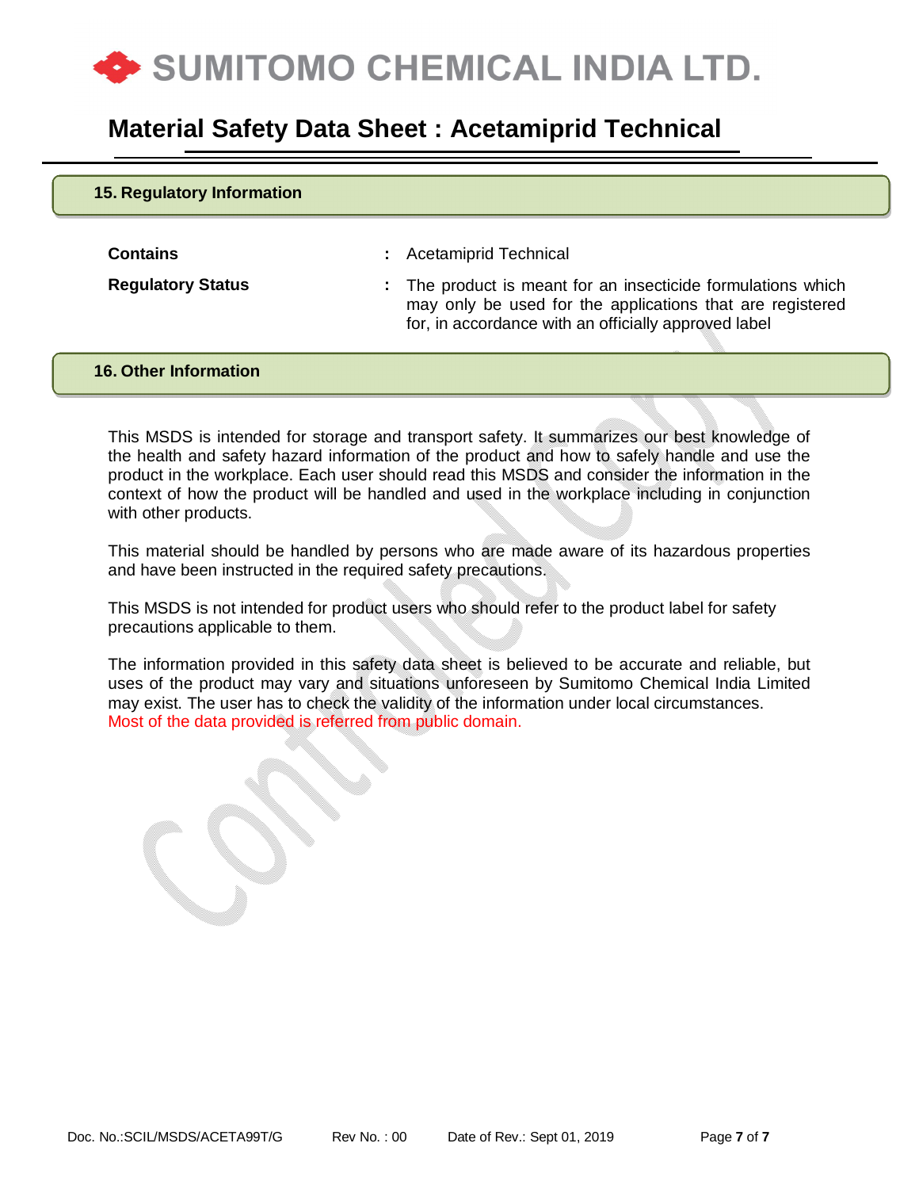## 15. Regulatory Information

| | | |
|---|---|---|
| **Contains** | : | Acetamiprid Technical |
| **Regulatory Status** | : | The product is meant for an insecticide formulations which may only be used for the applications that are registered for, in accordance with an officially approved label |

## 16. Other Information

This MSDS is intended for storage and transport safety. It summarizes our best knowledge of the health and safety hazard information of the product and how to safely handle and use the product in the workplace. Each user should read this MSDS and consider the information in the context of how the product will be handled and used in the workplace including in conjunction with other products.

This material should be handled by persons who are made aware of its hazardous properties and have been instructed in the required safety precautions.

This MSDS is not intended for product users who should refer to the product label for safety precautions applicable to them.

The information provided in this safety data sheet is believed to be accurate and reliable, but uses of the product may vary and situations unforeseen by Sumitomo Chemical India Limited may exist. The user has to check the validity of the information under local circumstances.
Most of the data provided is referred from public domain.